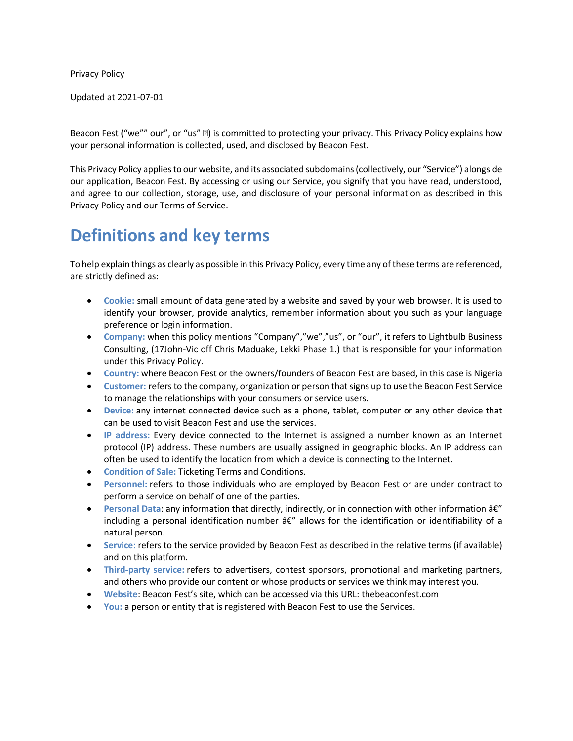Privacy Policy

Updated at 2021-07-01

Beacon Fest (“we”” our”, or “us” ) is committed to protecting your privacy. This Privacy Policy explains how your personal information is collected, used, and disclosed by Beacon Fest.

This Privacy Policy applies to our website, and its associated subdomains (collectively, our “Service”) alongside our application, Beacon Fest. By accessing or using our Service, you signify that you have read, understood, and agree to our collection, storage, use, and disclosure of your personal information as described in this Privacy Policy and our Terms of Service.

# Definitions and key terms

To help explain things as clearly as possible in this Privacy Policy, every time any of these terms are referenced, are strictly defined as:

- **Cookie:** small amount of data generated by a website and saved by your web browser. It is used to identify your browser, provide analytics, remember information about you such as your language preference or login information.
- **Company:** when this policy mentions “Company”,”we”,”us”, or “our”, it refers to Lightbulb Business Consulting, (17John-Vic off Chris Maduake, Lekki Phase 1.) that is responsible for your information under this Privacy Policy.
- **Country:** where Beacon Fest or the owners/founders of Beacon Fest are based, in this case is Nigeria
- **Customer:** refers to the company, organization or person that signs up to use the Beacon Fest Service to manage the relationships with your consumers or service users.
- **Device:** any internet connected device such as a phone, tablet, computer or any other device that can be used to visit Beacon Fest and use the services.
- **IP address:** Every device connected to the Internet is assigned a number known as an Internet protocol (IP) address. These numbers are usually assigned in geographic blocks. An IP address can often be used to identify the location from which a device is connecting to the Internet.
- **Condition of Sale:** Ticketing Terms and Conditions.
- **Personnel:** refers to those individuals who are employed by Beacon Fest or are under contract to perform a service on behalf of one of the parties.
- **Personal Data**: any information that directly, indirectly, or in connection with other information â€” including a personal identification number â€” allows for the identification or identifiability of a natural person.
- **Service:** refers to the service provided by Beacon Fest as described in the relative terms (if available) and on this platform.
- **Third-party service:** refers to advertisers, contest sponsors, promotional and marketing partners, and others who provide our content or whose products or services we think may interest you.
- **Website**: Beacon Fest’s site, which can be accessed via this URL: thebeaconfest.com
- **You:** a person or entity that is registered with Beacon Fest to use the Services.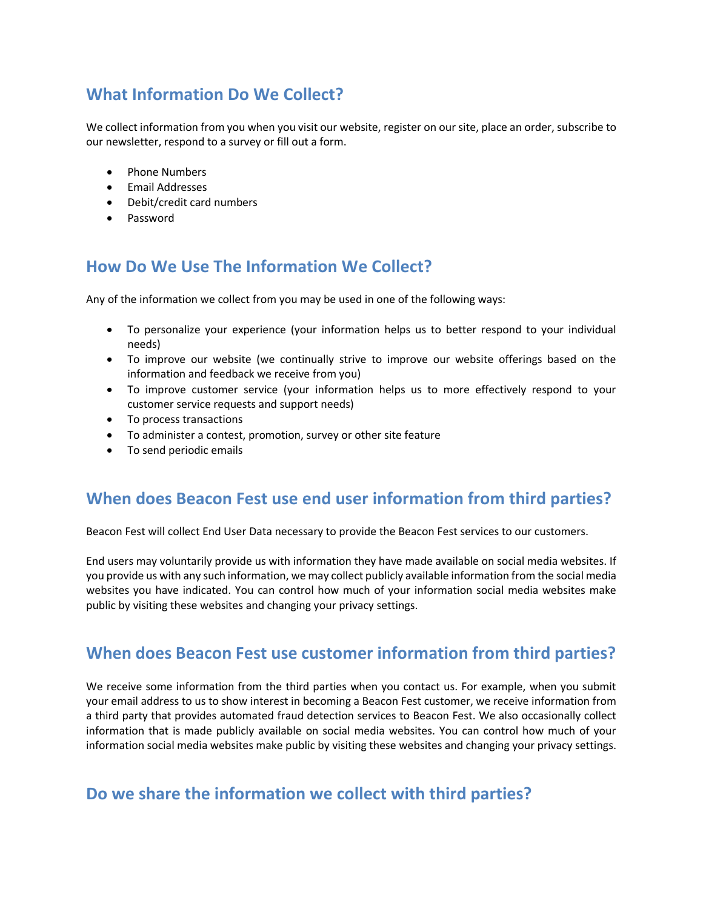## What Information Do We Collect?

We collect information from you when you visit our website, register on our site, place an order, subscribe to our newsletter, respond to a survey or fill out a form.

- Phone Numbers
- Email Addresses
- Debit/credit card numbers
- Password

## How Do We Use The Information We Collect?

Any of the information we collect from you may be used in one of the following ways:

- To personalize your experience (your information helps us to better respond to your individual needs)
- To improve our website (we continually strive to improve our website offerings based on the information and feedback we receive from you)
- To improve customer service (your information helps us to more effectively respond to your customer service requests and support needs)
- To process transactions
- To administer a contest, promotion, survey or other site feature
- To send periodic emails

## When does Beacon Fest use end user information from third parties?

Beacon Fest will collect End User Data necessary to provide the Beacon Fest services to our customers.

End users may voluntarily provide us with information they have made available on social media websites. If you provide us with any such information, we may collect publicly available information from the social media websites you have indicated. You can control how much of your information social media websites make public by visiting these websites and changing your privacy settings.

## When does Beacon Fest use customer information from third parties?

We receive some information from the third parties when you contact us. For example, when you submit your email address to us to show interest in becoming a Beacon Fest customer, we receive information from a third party that provides automated fraud detection services to Beacon Fest. We also occasionally collect information that is made publicly available on social media websites. You can control how much of your information social media websites make public by visiting these websites and changing your privacy settings.

## Do we share the information we collect with third parties?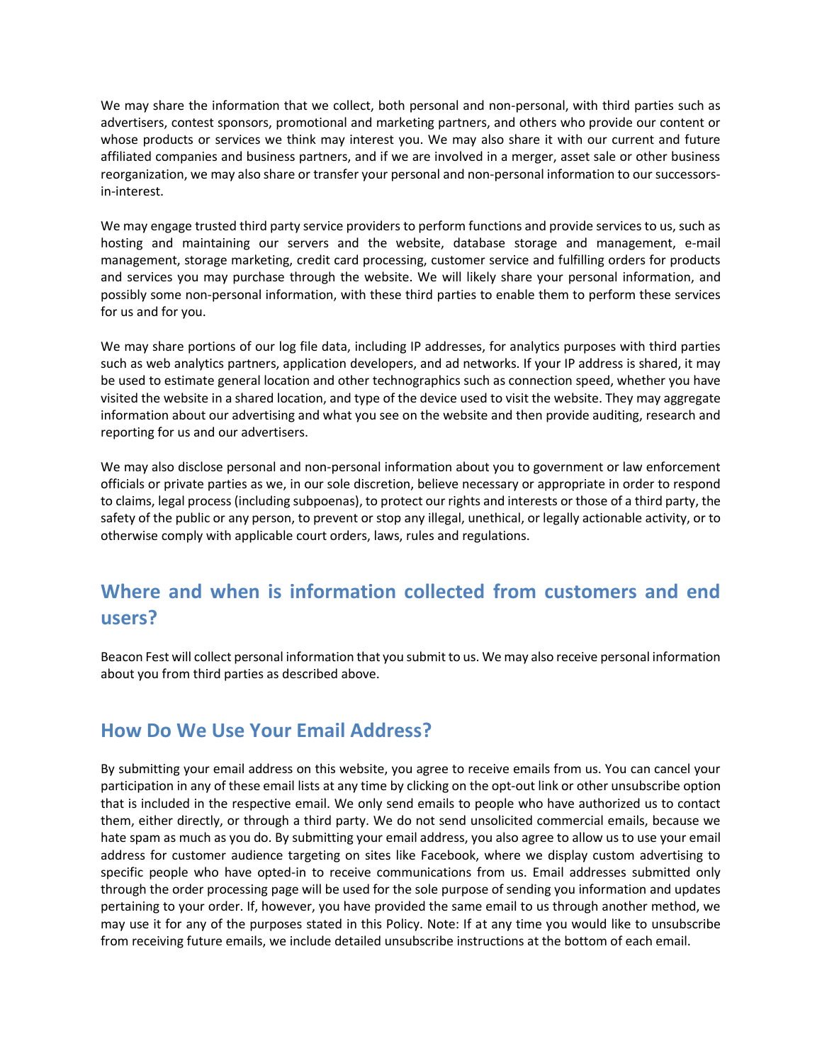We may share the information that we collect, both personal and non-personal, with third parties such as advertisers, contest sponsors, promotional and marketing partners, and others who provide our content or whose products or services we think may interest you. We may also share it with our current and future affiliated companies and business partners, and if we are involved in a merger, asset sale or other business reorganization, we may also share or transfer your personal and non-personal information to our successors-in-interest.

We may engage trusted third party service providers to perform functions and provide services to us, such as hosting and maintaining our servers and the website, database storage and management, e-mail management, storage marketing, credit card processing, customer service and fulfilling orders for products and services you may purchase through the website. We will likely share your personal information, and possibly some non-personal information, with these third parties to enable them to perform these services for us and for you.

We may share portions of our log file data, including IP addresses, for analytics purposes with third parties such as web analytics partners, application developers, and ad networks. If your IP address is shared, it may be used to estimate general location and other technographics such as connection speed, whether you have visited the website in a shared location, and type of the device used to visit the website. They may aggregate information about our advertising and what you see on the website and then provide auditing, research and reporting for us and our advertisers.

We may also disclose personal and non-personal information about you to government or law enforcement officials or private parties as we, in our sole discretion, believe necessary or appropriate in order to respond to claims, legal process (including subpoenas), to protect our rights and interests or those of a third party, the safety of the public or any person, to prevent or stop any illegal, unethical, or legally actionable activity, or to otherwise comply with applicable court orders, laws, rules and regulations.

## Where and when is information collected from customers and end users?

Beacon Fest will collect personal information that you submit to us. We may also receive personal information about you from third parties as described above.

## How Do We Use Your Email Address?

By submitting your email address on this website, you agree to receive emails from us. You can cancel your participation in any of these email lists at any time by clicking on the opt-out link or other unsubscribe option that is included in the respective email. We only send emails to people who have authorized us to contact them, either directly, or through a third party. We do not send unsolicited commercial emails, because we hate spam as much as you do. By submitting your email address, you also agree to allow us to use your email address for customer audience targeting on sites like Facebook, where we display custom advertising to specific people who have opted-in to receive communications from us. Email addresses submitted only through the order processing page will be used for the sole purpose of sending you information and updates pertaining to your order. If, however, you have provided the same email to us through another method, we may use it for any of the purposes stated in this Policy. Note: If at any time you would like to unsubscribe from receiving future emails, we include detailed unsubscribe instructions at the bottom of each email.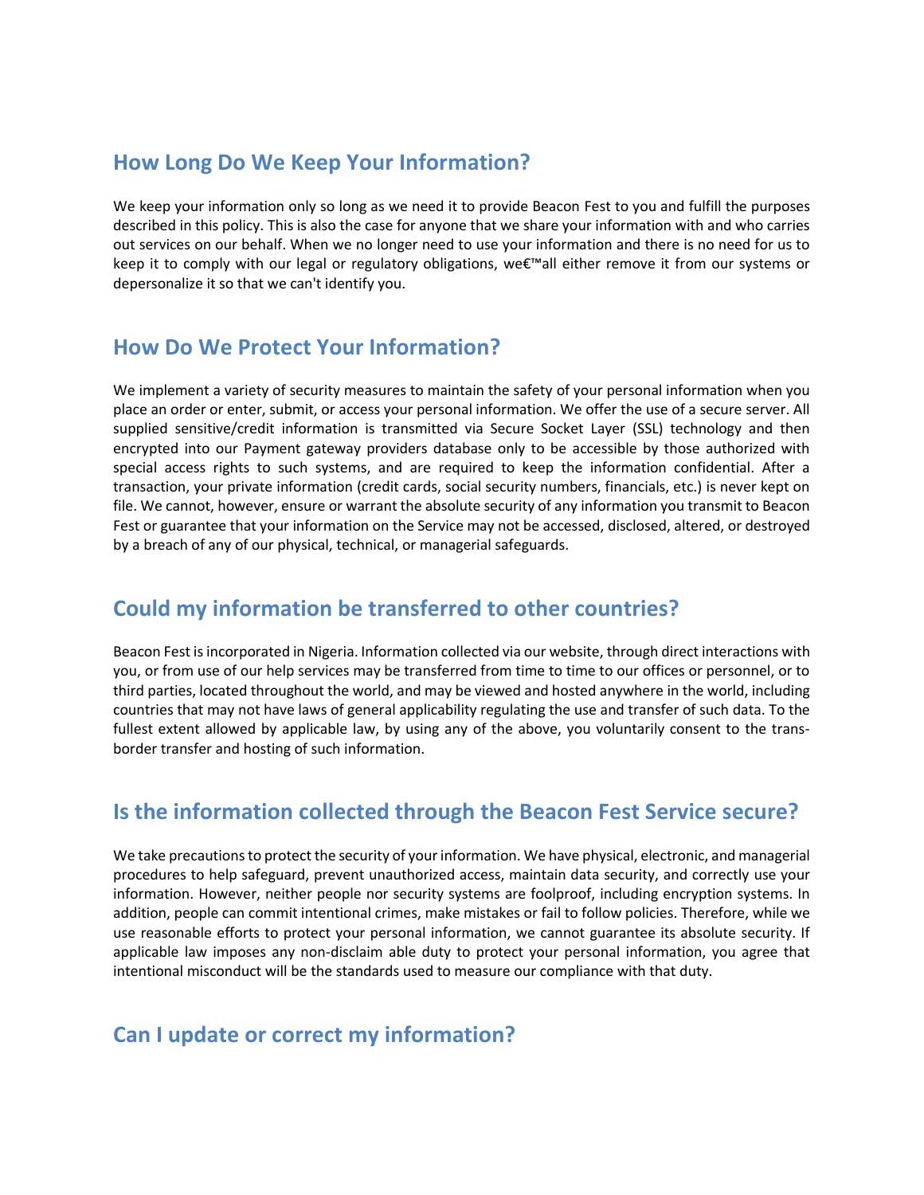## How Long Do We Keep Your Information?

We keep your information only so long as we need it to provide Beacon Fest to you and fulfill the purposes described in this policy. This is also the case for anyone that we share your information with and who carries out services on our behalf. When we no longer need to use your information and there is no need for us to keep it to comply with our legal or regulatory obligations, weâ€™all either remove it from our systems or depersonalize it so that we can't identify you.

## How Do We Protect Your Information?

We implement a variety of security measures to maintain the safety of your personal information when you place an order or enter, submit, or access your personal information. We offer the use of a secure server. All supplied sensitive/credit information is transmitted via Secure Socket Layer (SSL) technology and then encrypted into our Payment gateway providers database only to be accessible by those authorized with special access rights to such systems, and are required to keep the information confidential. After a transaction, your private information (credit cards, social security numbers, financials, etc.) is never kept on file. We cannot, however, ensure or warrant the absolute security of any information you transmit to Beacon Fest or guarantee that your information on the Service may not be accessed, disclosed, altered, or destroyed by a breach of any of our physical, technical, or managerial safeguards.

## Could my information be transferred to other countries?

Beacon Fest is incorporated in Nigeria. Information collected via our website, through direct interactions with you, or from use of our help services may be transferred from time to time to our offices or personnel, or to third parties, located throughout the world, and may be viewed and hosted anywhere in the world, including countries that may not have laws of general applicability regulating the use and transfer of such data. To the fullest extent allowed by applicable law, by using any of the above, you voluntarily consent to the trans-border transfer and hosting of such information.

## Is the information collected through the Beacon Fest Service secure?

We take precautions to protect the security of your information. We have physical, electronic, and managerial procedures to help safeguard, prevent unauthorized access, maintain data security, and correctly use your information. However, neither people nor security systems are foolproof, including encryption systems. In addition, people can commit intentional crimes, make mistakes or fail to follow policies. Therefore, while we use reasonable efforts to protect your personal information, we cannot guarantee its absolute security. If applicable law imposes any non-disclaim able duty to protect your personal information, you agree that intentional misconduct will be the standards used to measure our compliance with that duty.

## Can I update or correct my information?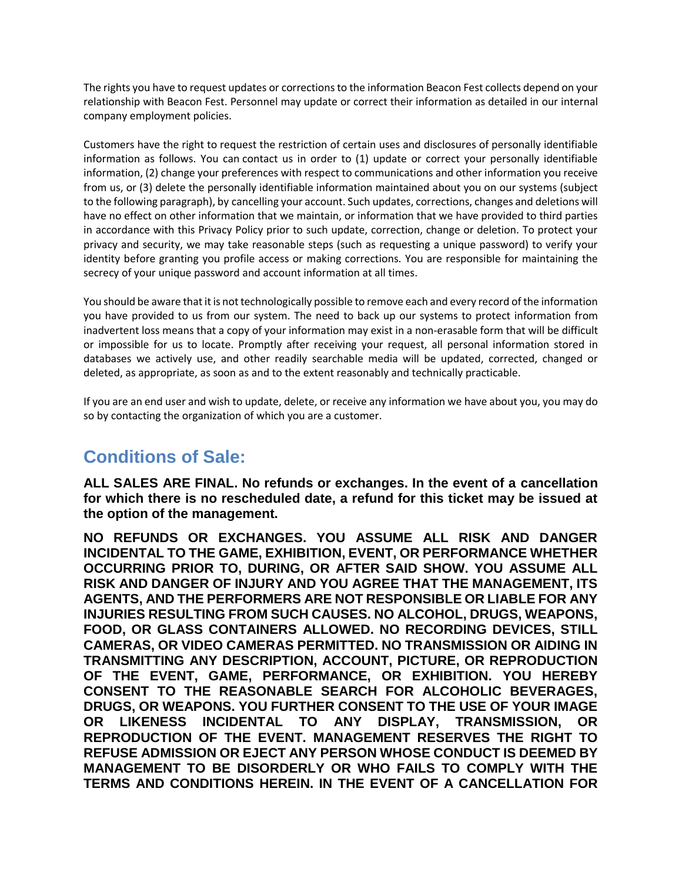The rights you have to request updates or corrections to the information Beacon Fest collects depend on your relationship with Beacon Fest. Personnel may update or correct their information as detailed in our internal company employment policies.

Customers have the right to request the restriction of certain uses and disclosures of personally identifiable information as follows. You can contact us in order to (1) update or correct your personally identifiable information, (2) change your preferences with respect to communications and other information you receive from us, or (3) delete the personally identifiable information maintained about you on our systems (subject to the following paragraph), by cancelling your account. Such updates, corrections, changes and deletions will have no effect on other information that we maintain, or information that we have provided to third parties in accordance with this Privacy Policy prior to such update, correction, change or deletion. To protect your privacy and security, we may take reasonable steps (such as requesting a unique password) to verify your identity before granting you profile access or making corrections. You are responsible for maintaining the secrecy of your unique password and account information at all times.

You should be aware that it is not technologically possible to remove each and every record of the information you have provided to us from our system. The need to back up our systems to protect information from inadvertent loss means that a copy of your information may exist in a non-erasable form that will be difficult or impossible for us to locate. Promptly after receiving your request, all personal information stored in databases we actively use, and other readily searchable media will be updated, corrected, changed or deleted, as appropriate, as soon as and to the extent reasonably and technically practicable.

If you are an end user and wish to update, delete, or receive any information we have about you, you may do so by contacting the organization of which you are a customer.

## Conditions of Sale:

**ALL SALES ARE FINAL. No refunds or exchanges. In the event of a cancellation for which there is no rescheduled date, a refund for this ticket may be issued at the option of the management.**

**NO REFUNDS OR EXCHANGES. YOU ASSUME ALL RISK AND DANGER INCIDENTAL TO THE GAME, EXHIBITION, EVENT, OR PERFORMANCE WHETHER OCCURRING PRIOR TO, DURING, OR AFTER SAID SHOW. YOU ASSUME ALL RISK AND DANGER OF INJURY AND YOU AGREE THAT THE MANAGEMENT, ITS AGENTS, AND THE PERFORMERS ARE NOT RESPONSIBLE OR LIABLE FOR ANY INJURIES RESULTING FROM SUCH CAUSES. NO ALCOHOL, DRUGS, WEAPONS, FOOD, OR GLASS CONTAINERS ALLOWED. NO RECORDING DEVICES, STILL CAMERAS, OR VIDEO CAMERAS PERMITTED. NO TRANSMISSION OR AIDING IN TRANSMITTING ANY DESCRIPTION, ACCOUNT, PICTURE, OR REPRODUCTION OF THE EVENT, GAME, PERFORMANCE, OR EXHIBITION. YOU HEREBY CONSENT TO THE REASONABLE SEARCH FOR ALCOHOLIC BEVERAGES, DRUGS, OR WEAPONS. YOU FURTHER CONSENT TO THE USE OF YOUR IMAGE OR LIKENESS INCIDENTAL TO ANY DISPLAY, TRANSMISSION, OR REPRODUCTION OF THE EVENT. MANAGEMENT RESERVES THE RIGHT TO REFUSE ADMISSION OR EJECT ANY PERSON WHOSE CONDUCT IS DEEMED BY MANAGEMENT TO BE DISORDERLY OR WHO FAILS TO COMPLY WITH THE TERMS AND CONDITIONS HEREIN. IN THE EVENT OF A CANCELLATION FOR**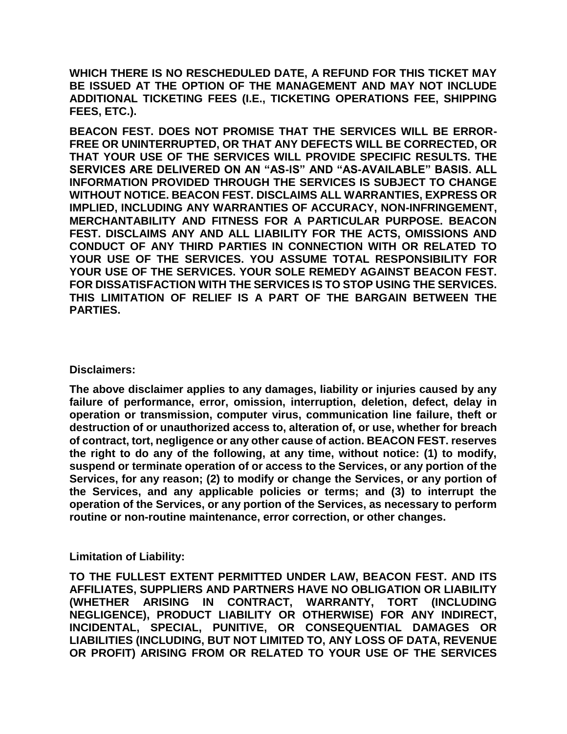**WHICH THERE IS NO RESCHEDULED DATE, A REFUND FOR THIS TICKET MAY BE ISSUED AT THE OPTION OF THE MANAGEMENT AND MAY NOT INCLUDE ADDITIONAL TICKETING FEES (I.E., TICKETING OPERATIONS FEE, SHIPPING FEES, ETC.).**

**BEACON FEST. DOES NOT PROMISE THAT THE SERVICES WILL BE ERROR-FREE OR UNINTERRUPTED, OR THAT ANY DEFECTS WILL BE CORRECTED, OR THAT YOUR USE OF THE SERVICES WILL PROVIDE SPECIFIC RESULTS. THE SERVICES ARE DELIVERED ON AN "AS-IS" AND "AS-AVAILABLE" BASIS. ALL INFORMATION PROVIDED THROUGH THE SERVICES IS SUBJECT TO CHANGE WITHOUT NOTICE. BEACON FEST. DISCLAIMS ALL WARRANTIES, EXPRESS OR IMPLIED, INCLUDING ANY WARRANTIES OF ACCURACY, NON-INFRINGEMENT, MERCHANTABILITY AND FITNESS FOR A PARTICULAR PURPOSE. BEACON FEST. DISCLAIMS ANY AND ALL LIABILITY FOR THE ACTS, OMISSIONS AND CONDUCT OF ANY THIRD PARTIES IN CONNECTION WITH OR RELATED TO YOUR USE OF THE SERVICES. YOU ASSUME TOTAL RESPONSIBILITY FOR YOUR USE OF THE SERVICES. YOUR SOLE REMEDY AGAINST BEACON FEST. FOR DISSATISFACTION WITH THE SERVICES IS TO STOP USING THE SERVICES. THIS LIMITATION OF RELIEF IS A PART OF THE BARGAIN BETWEEN THE PARTIES.**

**Disclaimers:**

**The above disclaimer applies to any damages, liability or injuries caused by any failure of performance, error, omission, interruption, deletion, defect, delay in operation or transmission, computer virus, communication line failure, theft or destruction of or unauthorized access to, alteration of, or use, whether for breach of contract, tort, negligence or any other cause of action. BEACON FEST. reserves the right to do any of the following, at any time, without notice: (1) to modify, suspend or terminate operation of or access to the Services, or any portion of the Services, for any reason; (2) to modify or change the Services, or any portion of the Services, and any applicable policies or terms; and (3) to interrupt the operation of the Services, or any portion of the Services, as necessary to perform routine or non-routine maintenance, error correction, or other changes.**

**Limitation of Liability:**

**TO THE FULLEST EXTENT PERMITTED UNDER LAW, BEACON FEST. AND ITS AFFILIATES, SUPPLIERS AND PARTNERS HAVE NO OBLIGATION OR LIABILITY (WHETHER ARISING IN CONTRACT, WARRANTY, TORT (INCLUDING NEGLIGENCE), PRODUCT LIABILITY OR OTHERWISE) FOR ANY INDIRECT, INCIDENTAL, SPECIAL, PUNITIVE, OR CONSEQUENTIAL DAMAGES OR LIABILITIES (INCLUDING, BUT NOT LIMITED TO, ANY LOSS OF DATA, REVENUE OR PROFIT) ARISING FROM OR RELATED TO YOUR USE OF THE SERVICES**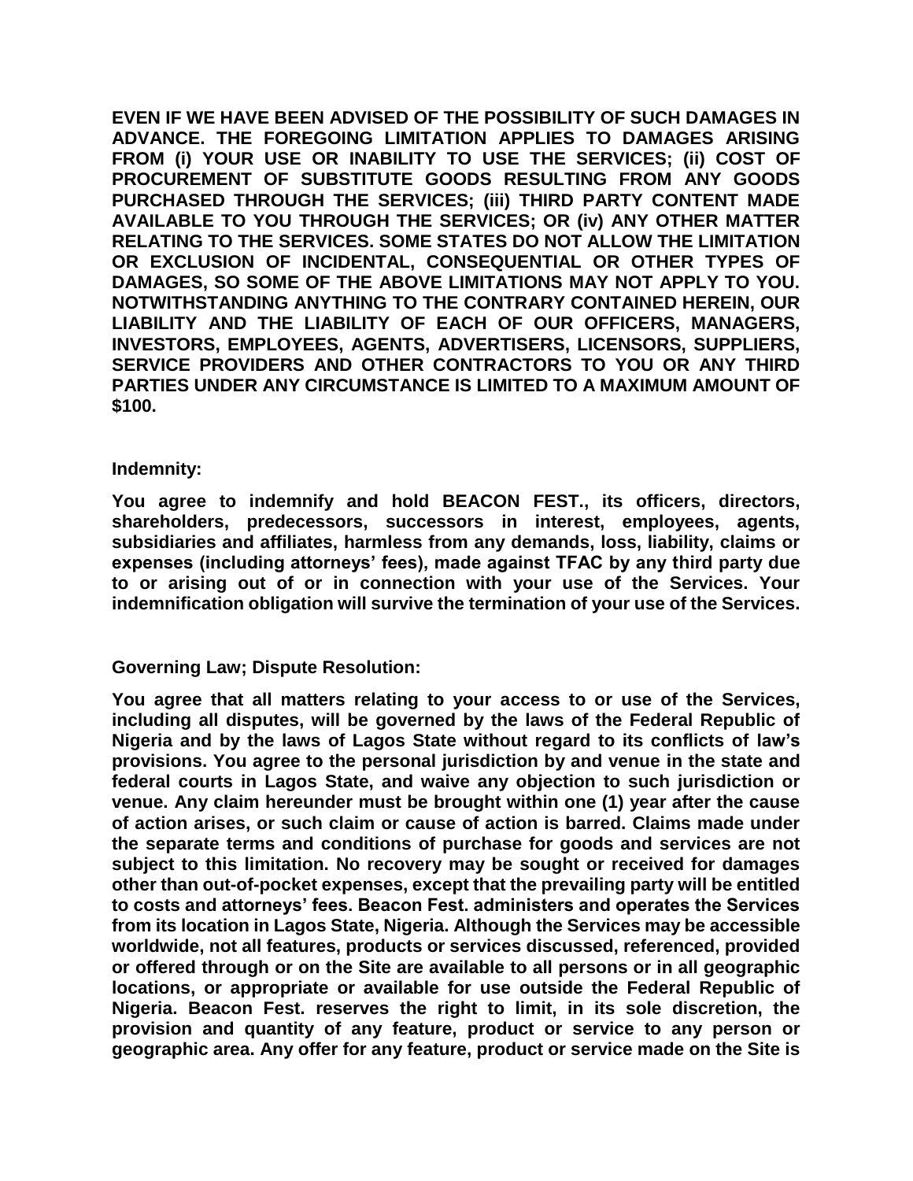**EVEN IF WE HAVE BEEN ADVISED OF THE POSSIBILITY OF SUCH DAMAGES IN ADVANCE. THE FOREGOING LIMITATION APPLIES TO DAMAGES ARISING FROM (i) YOUR USE OR INABILITY TO USE THE SERVICES; (ii) COST OF PROCUREMENT OF SUBSTITUTE GOODS RESULTING FROM ANY GOODS PURCHASED THROUGH THE SERVICES; (iii) THIRD PARTY CONTENT MADE AVAILABLE TO YOU THROUGH THE SERVICES; OR (iv) ANY OTHER MATTER RELATING TO THE SERVICES. SOME STATES DO NOT ALLOW THE LIMITATION OR EXCLUSION OF INCIDENTAL, CONSEQUENTIAL OR OTHER TYPES OF DAMAGES, SO SOME OF THE ABOVE LIMITATIONS MAY NOT APPLY TO YOU. NOTWITHSTANDING ANYTHING TO THE CONTRARY CONTAINED HEREIN, OUR LIABILITY AND THE LIABILITY OF EACH OF OUR OFFICERS, MANAGERS, INVESTORS, EMPLOYEES, AGENTS, ADVERTISERS, LICENSORS, SUPPLIERS, SERVICE PROVIDERS AND OTHER CONTRACTORS TO YOU OR ANY THIRD PARTIES UNDER ANY CIRCUMSTANCE IS LIMITED TO A MAXIMUM AMOUNT OF $100.**

**Indemnity:**

**You agree to indemnify and hold BEACON FEST., its officers, directors, shareholders, predecessors, successors in interest, employees, agents, subsidiaries and affiliates, harmless from any demands, loss, liability, claims or expenses (including attorneys' fees), made against TFAC by any third party due to or arising out of or in connection with your use of the Services. Your indemnification obligation will survive the termination of your use of the Services.**

**Governing Law; Dispute Resolution:**

**You agree that all matters relating to your access to or use of the Services, including all disputes, will be governed by the laws of the Federal Republic of Nigeria and by the laws of Lagos State without regard to its conflicts of law's provisions. You agree to the personal jurisdiction by and venue in the state and federal courts in Lagos State, and waive any objection to such jurisdiction or venue. Any claim hereunder must be brought within one (1) year after the cause of action arises, or such claim or cause of action is barred. Claims made under the separate terms and conditions of purchase for goods and services are not subject to this limitation. No recovery may be sought or received for damages other than out-of-pocket expenses, except that the prevailing party will be entitled to costs and attorneys' fees. Beacon Fest. administers and operates the Services from its location in Lagos State, Nigeria. Although the Services may be accessible worldwide, not all features, products or services discussed, referenced, provided or offered through or on the Site are available to all persons or in all geographic locations, or appropriate or available for use outside the Federal Republic of Nigeria. Beacon Fest. reserves the right to limit, in its sole discretion, the provision and quantity of any feature, product or service to any person or geographic area. Any offer for any feature, product or service made on the Site is**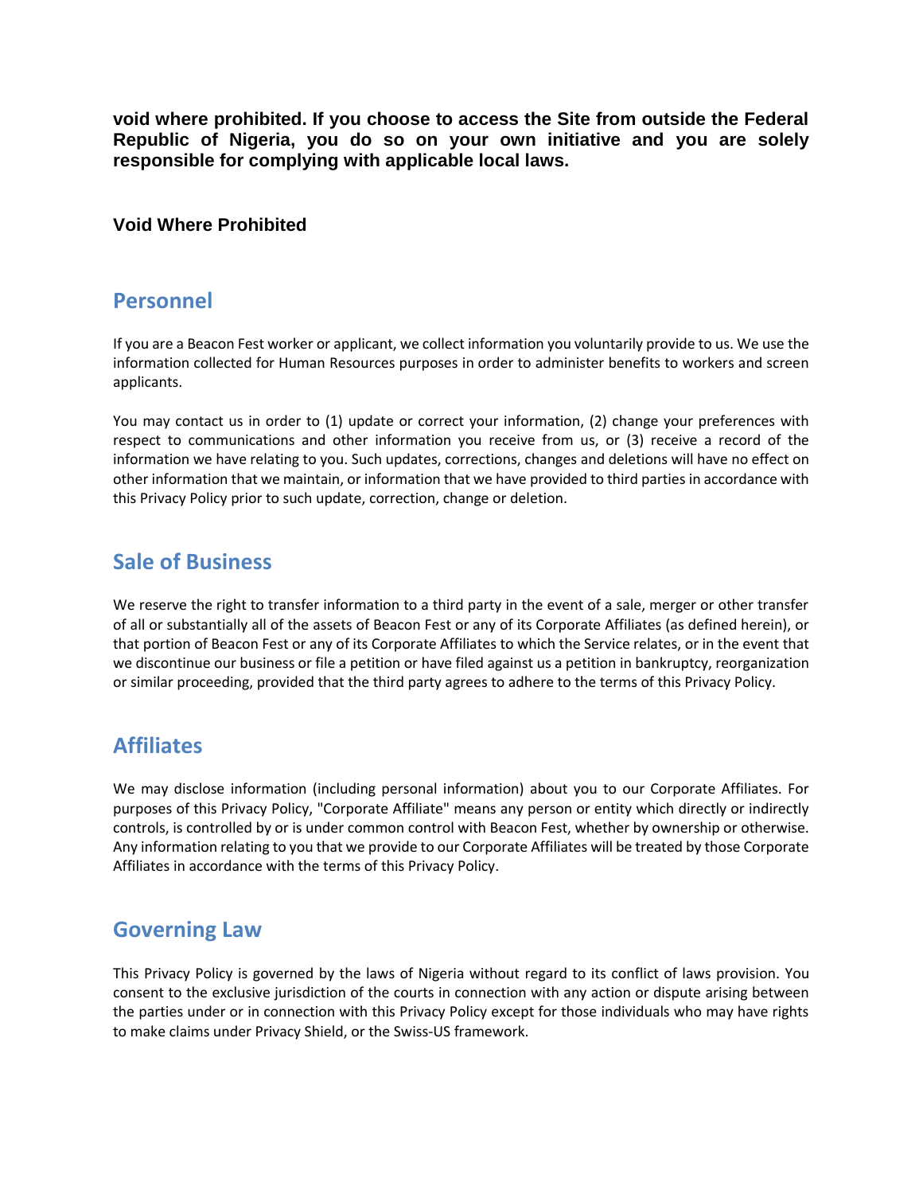**void where prohibited. If you choose to access the Site from outside the Federal Republic of Nigeria, you do so on your own initiative and you are solely responsible for complying with applicable local laws.**

**Void Where Prohibited**

## Personnel

If you are a Beacon Fest worker or applicant, we collect information you voluntarily provide to us. We use the information collected for Human Resources purposes in order to administer benefits to workers and screen applicants.

You may contact us in order to (1) update or correct your information, (2) change your preferences with respect to communications and other information you receive from us, or (3) receive a record of the information we have relating to you. Such updates, corrections, changes and deletions will have no effect on other information that we maintain, or information that we have provided to third parties in accordance with this Privacy Policy prior to such update, correction, change or deletion.

## Sale of Business

We reserve the right to transfer information to a third party in the event of a sale, merger or other transfer of all or substantially all of the assets of Beacon Fest or any of its Corporate Affiliates (as defined herein), or that portion of Beacon Fest or any of its Corporate Affiliates to which the Service relates, or in the event that we discontinue our business or file a petition or have filed against us a petition in bankruptcy, reorganization or similar proceeding, provided that the third party agrees to adhere to the terms of this Privacy Policy.

## Affiliates

We may disclose information (including personal information) about you to our Corporate Affiliates. For purposes of this Privacy Policy, "Corporate Affiliate" means any person or entity which directly or indirectly controls, is controlled by or is under common control with Beacon Fest, whether by ownership or otherwise. Any information relating to you that we provide to our Corporate Affiliates will be treated by those Corporate Affiliates in accordance with the terms of this Privacy Policy.

## Governing Law

This Privacy Policy is governed by the laws of Nigeria without regard to its conflict of laws provision. You consent to the exclusive jurisdiction of the courts in connection with any action or dispute arising between the parties under or in connection with this Privacy Policy except for those individuals who may have rights to make claims under Privacy Shield, or the Swiss-US framework.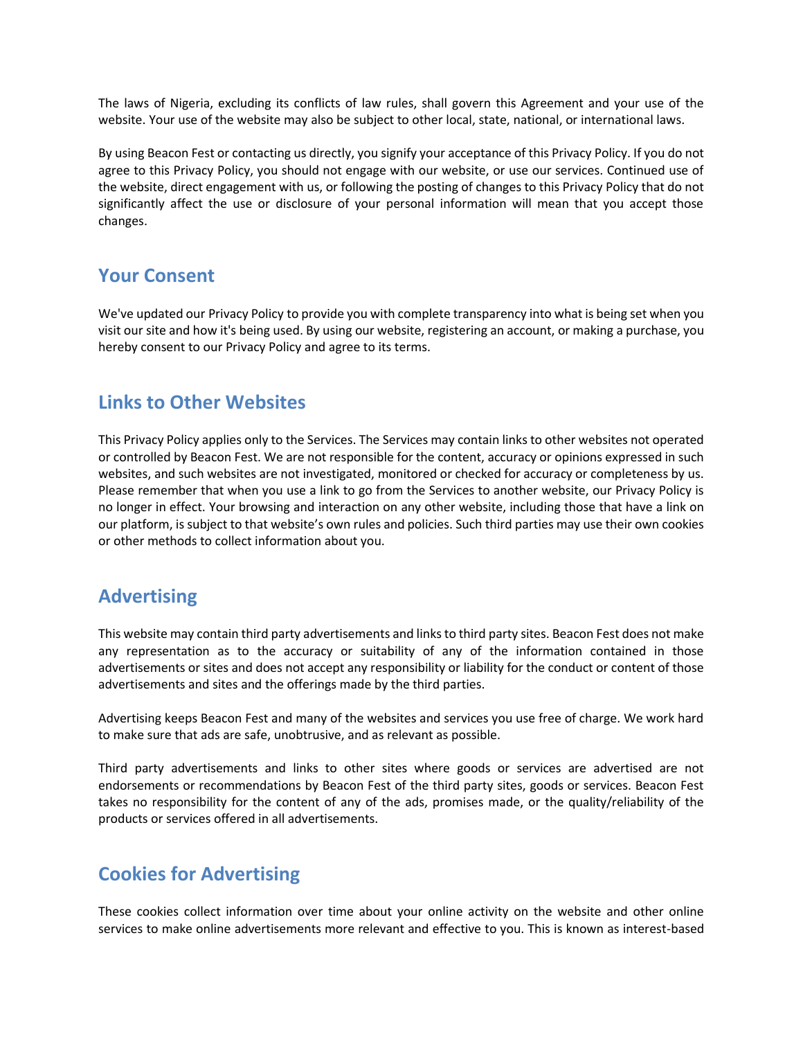The laws of Nigeria, excluding its conflicts of law rules, shall govern this Agreement and your use of the website. Your use of the website may also be subject to other local, state, national, or international laws.

By using Beacon Fest or contacting us directly, you signify your acceptance of this Privacy Policy. If you do not agree to this Privacy Policy, you should not engage with our website, or use our services. Continued use of the website, direct engagement with us, or following the posting of changes to this Privacy Policy that do not significantly affect the use or disclosure of your personal information will mean that you accept those changes.

## Your Consent

We've updated our Privacy Policy to provide you with complete transparency into what is being set when you visit our site and how it's being used. By using our website, registering an account, or making a purchase, you hereby consent to our Privacy Policy and agree to its terms.

## Links to Other Websites

This Privacy Policy applies only to the Services. The Services may contain links to other websites not operated or controlled by Beacon Fest. We are not responsible for the content, accuracy or opinions expressed in such websites, and such websites are not investigated, monitored or checked for accuracy or completeness by us. Please remember that when you use a link to go from the Services to another website, our Privacy Policy is no longer in effect. Your browsing and interaction on any other website, including those that have a link on our platform, is subject to that website's own rules and policies. Such third parties may use their own cookies or other methods to collect information about you.

## Advertising

This website may contain third party advertisements and links to third party sites. Beacon Fest does not make any representation as to the accuracy or suitability of any of the information contained in those advertisements or sites and does not accept any responsibility or liability for the conduct or content of those advertisements and sites and the offerings made by the third parties.

Advertising keeps Beacon Fest and many of the websites and services you use free of charge. We work hard to make sure that ads are safe, unobtrusive, and as relevant as possible.

Third party advertisements and links to other sites where goods or services are advertised are not endorsements or recommendations by Beacon Fest of the third party sites, goods or services. Beacon Fest takes no responsibility for the content of any of the ads, promises made, or the quality/reliability of the products or services offered in all advertisements.

## Cookies for Advertising

These cookies collect information over time about your online activity on the website and other online services to make online advertisements more relevant and effective to you. This is known as interest-based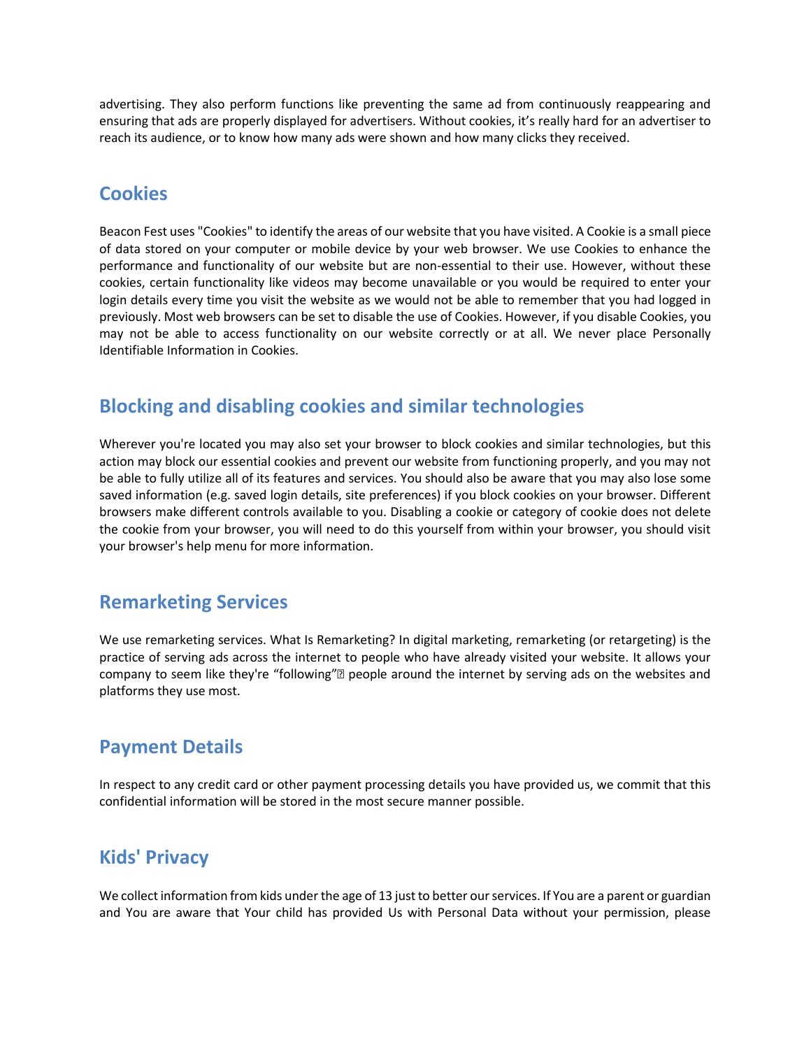advertising. They also perform functions like preventing the same ad from continuously reappearing and ensuring that ads are properly displayed for advertisers. Without cookies, it's really hard for an advertiser to reach its audience, or to know how many ads were shown and how many clicks they received.

## Cookies

Beacon Fest uses "Cookies" to identify the areas of our website that you have visited. A Cookie is a small piece of data stored on your computer or mobile device by your web browser. We use Cookies to enhance the performance and functionality of our website but are non-essential to their use. However, without these cookies, certain functionality like videos may become unavailable or you would be required to enter your login details every time you visit the website as we would not be able to remember that you had logged in previously. Most web browsers can be set to disable the use of Cookies. However, if you disable Cookies, you may not be able to access functionality on our website correctly or at all. We never place Personally Identifiable Information in Cookies.

## Blocking and disabling cookies and similar technologies

Wherever you're located you may also set your browser to block cookies and similar technologies, but this action may block our essential cookies and prevent our website from functioning properly, and you may not be able to fully utilize all of its features and services. You should also be aware that you may also lose some saved information (e.g. saved login details, site preferences) if you block cookies on your browser. Different browsers make different controls available to you. Disabling a cookie or category of cookie does not delete the cookie from your browser, you will need to do this yourself from within your browser, you should visit your browser's help menu for more information.

## Remarketing Services

We use remarketing services. What Is Remarketing? In digital marketing, remarketing (or retargeting) is the practice of serving ads across the internet to people who have already visited your website. It allows your company to seem like they're "following"� people around the internet by serving ads on the websites and platforms they use most.

## Payment Details

In respect to any credit card or other payment processing details you have provided us, we commit that this confidential information will be stored in the most secure manner possible.

## Kids' Privacy

We collect information from kids under the age of 13 just to better our services. If You are a parent or guardian and You are aware that Your child has provided Us with Personal Data without your permission, please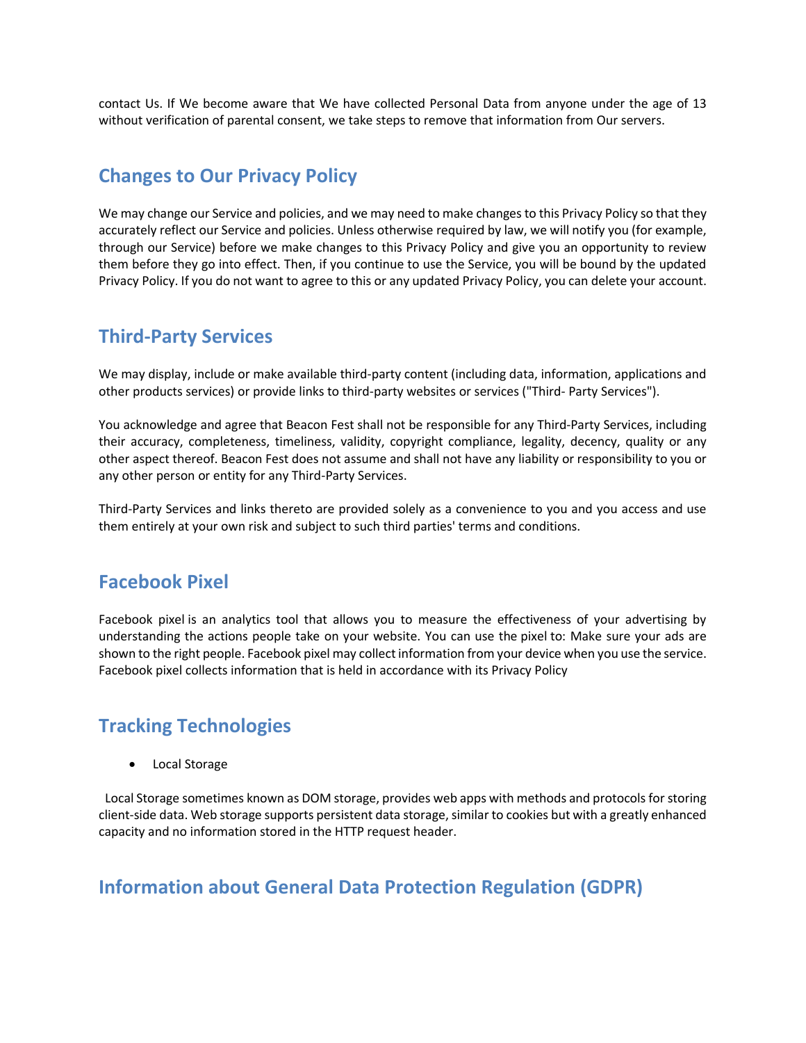contact Us. If We become aware that We have collected Personal Data from anyone under the age of 13 without verification of parental consent, we take steps to remove that information from Our servers.

## Changes to Our Privacy Policy

We may change our Service and policies, and we may need to make changes to this Privacy Policy so that they accurately reflect our Service and policies. Unless otherwise required by law, we will notify you (for example, through our Service) before we make changes to this Privacy Policy and give you an opportunity to review them before they go into effect. Then, if you continue to use the Service, you will be bound by the updated Privacy Policy. If you do not want to agree to this or any updated Privacy Policy, you can delete your account.

## Third-Party Services

We may display, include or make available third-party content (including data, information, applications and other products services) or provide links to third-party websites or services ("Third- Party Services").

You acknowledge and agree that Beacon Fest shall not be responsible for any Third-Party Services, including their accuracy, completeness, timeliness, validity, copyright compliance, legality, decency, quality or any other aspect thereof. Beacon Fest does not assume and shall not have any liability or responsibility to you or any other person or entity for any Third-Party Services.

Third-Party Services and links thereto are provided solely as a convenience to you and you access and use them entirely at your own risk and subject to such third parties' terms and conditions.

## Facebook Pixel

Facebook pixel is an analytics tool that allows you to measure the effectiveness of your advertising by understanding the actions people take on your website. You can use the pixel to: Make sure your ads are shown to the right people. Facebook pixel may collect information from your device when you use the service. Facebook pixel collects information that is held in accordance with its Privacy Policy

## Tracking Technologies

- Local Storage

Local Storage sometimes known as DOM storage, provides web apps with methods and protocols for storing client-side data. Web storage supports persistent data storage, similar to cookies but with a greatly enhanced capacity and no information stored in the HTTP request header.

## Information about General Data Protection Regulation (GDPR)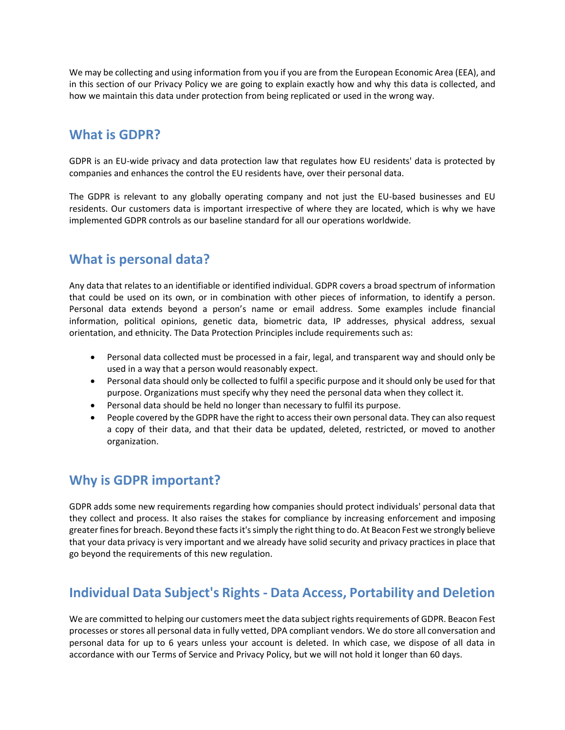We may be collecting and using information from you if you are from the European Economic Area (EEA), and in this section of our Privacy Policy we are going to explain exactly how and why this data is collected, and how we maintain this data under protection from being replicated or used in the wrong way.

## What is GDPR?

GDPR is an EU-wide privacy and data protection law that regulates how EU residents' data is protected by companies and enhances the control the EU residents have, over their personal data.

The GDPR is relevant to any globally operating company and not just the EU-based businesses and EU residents. Our customers data is important irrespective of where they are located, which is why we have implemented GDPR controls as our baseline standard for all our operations worldwide.

## What is personal data?

Any data that relates to an identifiable or identified individual. GDPR covers a broad spectrum of information that could be used on its own, or in combination with other pieces of information, to identify a person. Personal data extends beyond a person's name or email address. Some examples include financial information, political opinions, genetic data, biometric data, IP addresses, physical address, sexual orientation, and ethnicity. The Data Protection Principles include requirements such as:

- Personal data collected must be processed in a fair, legal, and transparent way and should only be used in a way that a person would reasonably expect.
- Personal data should only be collected to fulfil a specific purpose and it should only be used for that purpose. Organizations must specify why they need the personal data when they collect it.
- Personal data should be held no longer than necessary to fulfil its purpose.
- People covered by the GDPR have the right to access their own personal data. They can also request a copy of their data, and that their data be updated, deleted, restricted, or moved to another organization.

## Why is GDPR important?

GDPR adds some new requirements regarding how companies should protect individuals' personal data that they collect and process. It also raises the stakes for compliance by increasing enforcement and imposing greater fines for breach. Beyond these facts it's simply the right thing to do. At Beacon Fest we strongly believe that your data privacy is very important and we already have solid security and privacy practices in place that go beyond the requirements of this new regulation.

## Individual Data Subject's Rights - Data Access, Portability and Deletion

We are committed to helping our customers meet the data subject rights requirements of GDPR. Beacon Fest processes or stores all personal data in fully vetted, DPA compliant vendors. We do store all conversation and personal data for up to 6 years unless your account is deleted. In which case, we dispose of all data in accordance with our Terms of Service and Privacy Policy, but we will not hold it longer than 60 days.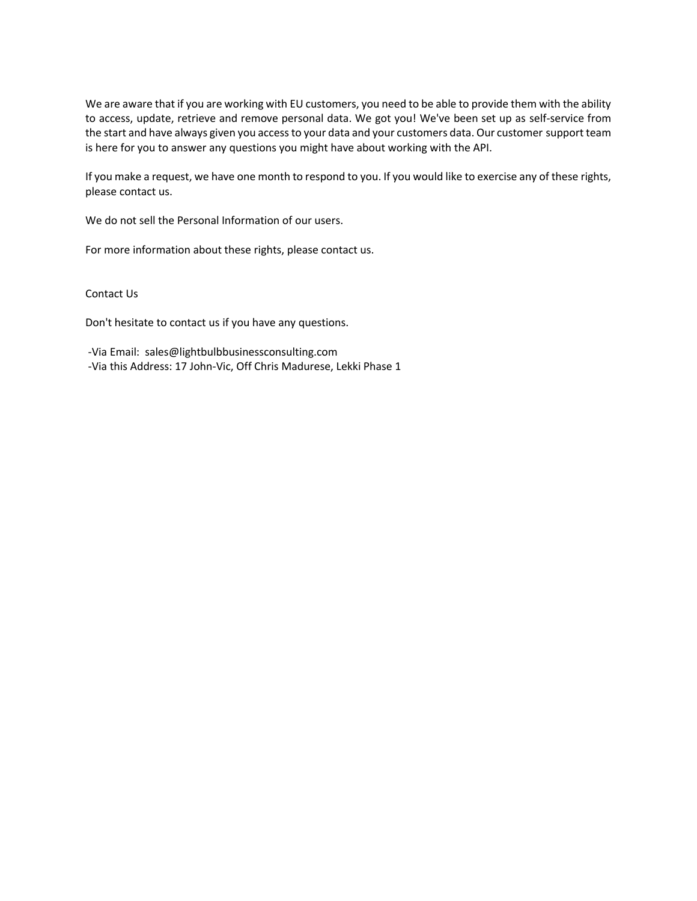We are aware that if you are working with EU customers, you need to be able to provide them with the ability to access, update, retrieve and remove personal data. We got you! We've been set up as self-service from the start and have always given you access to your data and your customers data. Our customer support team is here for you to answer any questions you might have about working with the API.

If you make a request, we have one month to respond to you. If you would like to exercise any of these rights, please contact us.

We do not sell the Personal Information of our users.

For more information about these rights, please contact us.

## Contact Us

Don't hesitate to contact us if you have any questions.

- Via Email: sales@lightbulbbusinessconsulting.com
- Via this Address: 17 John-Vic, Off Chris Madurese, Lekki Phase 1